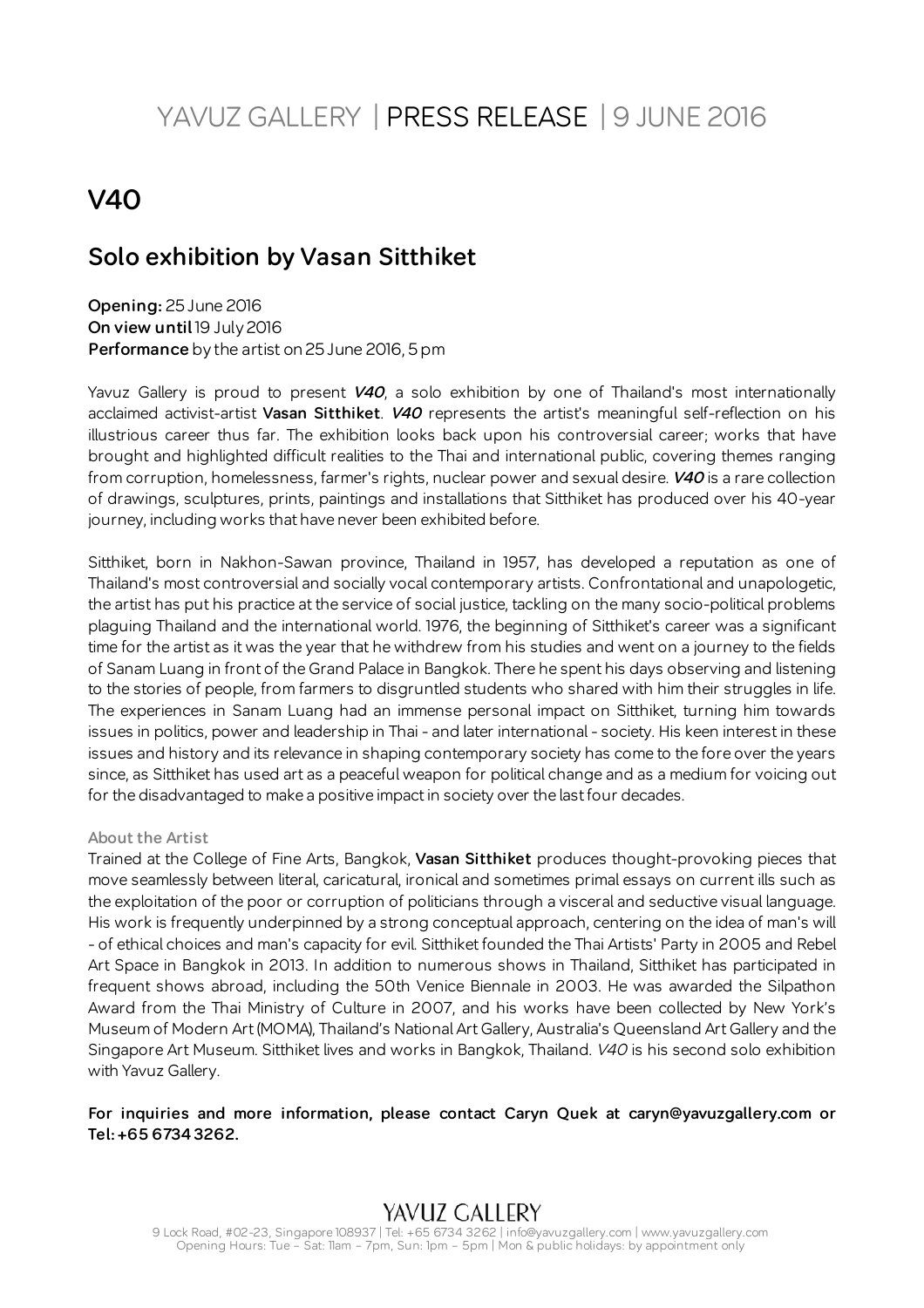YAVUZ GALLERY | PRESS RELEASE | 9 JUNE 2016

# V40

## Solo exhibition by Vasan Sitthiket

**Opening:** 25 June 2016
**On view until** 19 July 2016
**Performance** by the artist on 25 June 2016, 5 pm

Yavuz Gallery is proud to present ***V40***, a solo exhibition by one of Thailand's most internationally acclaimed activist-artist **Vasan Sitthiket**. ***V40*** represents the artist's meaningful self-reflection on his illustrious career thus far. The exhibition looks back upon his controversial career; works that have brought and highlighted difficult realities to the Thai and international public, covering themes ranging from corruption, homelessness, farmer's rights, nuclear power and sexual desire. ***V40*** is a rare collection of drawings, sculptures, prints, paintings and installations that Sitthiket has produced over his 40-year journey, including works that have never been exhibited before.

Sitthiket, born in Nakhon-Sawan province, Thailand in 1957, has developed a reputation as one of Thailand's most controversial and socially vocal contemporary artists. Confrontational and unapologetic, the artist has put his practice at the service of social justice, tackling on the many socio-political problems plaguing Thailand and the international world. 1976, the beginning of Sitthiket's career was a significant time for the artist as it was the year that he withdrew from his studies and went on a journey to the fields of Sanam Luang in front of the Grand Palace in Bangkok. There he spent his days observing and listening to the stories of people, from farmers to disgruntled students who shared with him their struggles in life. The experiences in Sanam Luang had an immense personal impact on Sitthiket, turning him towards issues in politics, power and leadership in Thai - and later international - society. His keen interest in these issues and history and its relevance in shaping contemporary society has come to the fore over the years since, as Sitthiket has used art as a peaceful weapon for political change and as a medium for voicing out for the disadvantaged to make a positive impact in society over the last four decades.

### About the Artist

Trained at the College of Fine Arts, Bangkok, **Vasan Sitthiket** produces thought-provoking pieces that move seamlessly between literal, caricatural, ironical and sometimes primal essays on current ills such as the exploitation of the poor or corruption of politicians through a visceral and seductive visual language. His work is frequently underpinned by a strong conceptual approach, centering on the idea of man's will - of ethical choices and man's capacity for evil. Sitthiket founded the Thai Artists' Party in 2005 and Rebel Art Space in Bangkok in 2013. In addition to numerous shows in Thailand, Sitthiket has participated in frequent shows abroad, including the 50th Venice Biennale in 2003. He was awarded the Silpathon Award from the Thai Ministry of Culture in 2007, and his works have been collected by New York's Museum of Modern Art (MOMA), Thailand's National Art Gallery, Australia's Queensland Art Gallery and the Singapore Art Museum. Sitthiket lives and works in Bangkok, Thailand. *V40* is his second solo exhibition with Yavuz Gallery.

**For inquiries and more information, please contact Caryn Quek at caryn@yavuzgallery.com or Tel: +65 6734 3262.**

YAVUZ GALLERY
9 Lock Road, #02-23, Singapore 108937 | Tel: +65 6734 3262 | info@yavuzgallery.com | www.yavuzgallery.com
Opening Hours: Tue – Sat: 11am – 7pm, Sun: 1pm – 5pm | Mon & public holidays: by appointment only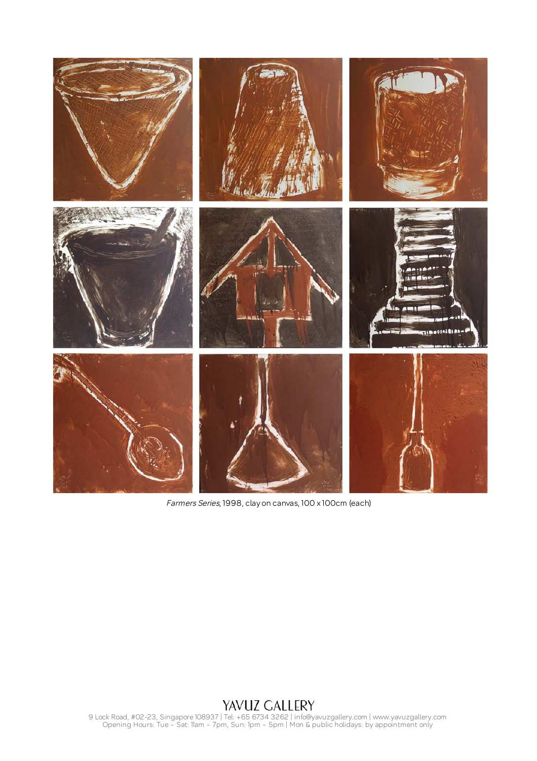*Farmers Series*, 1998, clay on canvas, 100 x 100cm (each)

YAVUZ GALLERY
9 Lock Road, #02-23, Singapore 108937 | Tel: +65 6734 3262 | info@yavuzgallery.com | www.yavuzgallery.com
Opening Hours: Tue – Sat: 11am – 7pm, Sun: 1pm – 5pm | Mon & public holidays: by appointment only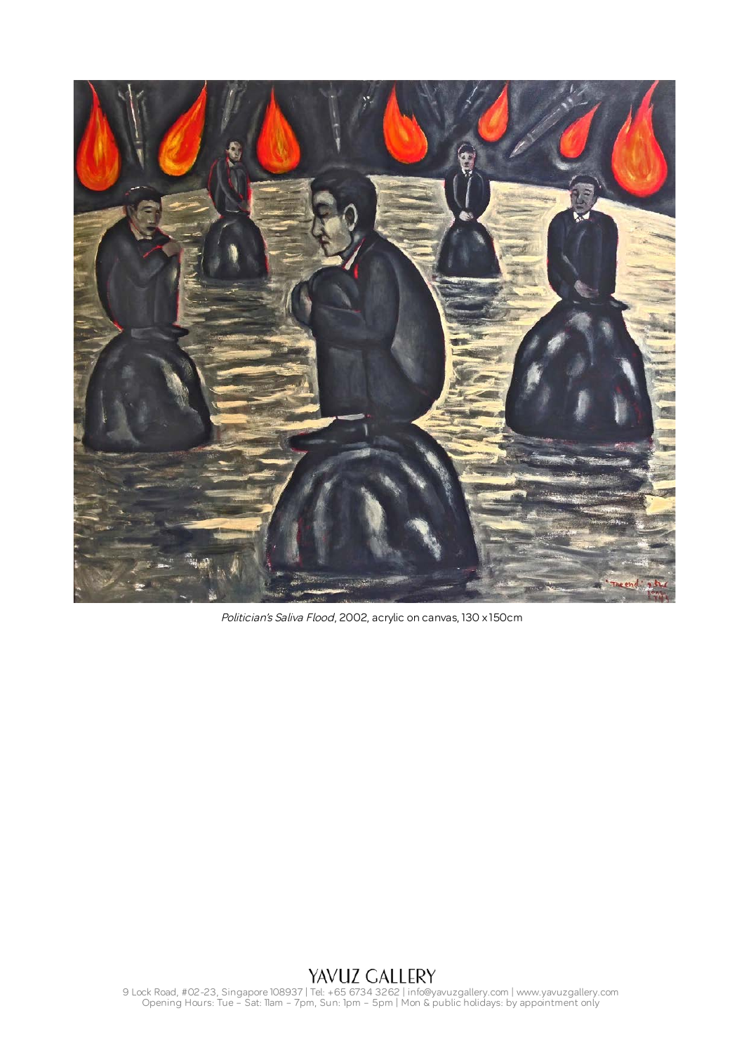*Politician's Saliva Flood*, 2002, acrylic on canvas, 130 x 150cm

YAVUZ GALLERY

9 Lock Road, #02-23, Singapore 108937 | Tel: +65 6734 3262 | info@yavuzgallery.com | www.yavuzgallery.com
Opening Hours: Tue – Sat: 11am – 7pm, Sun: 1pm – 5pm | Mon & public holidays: by appointment only